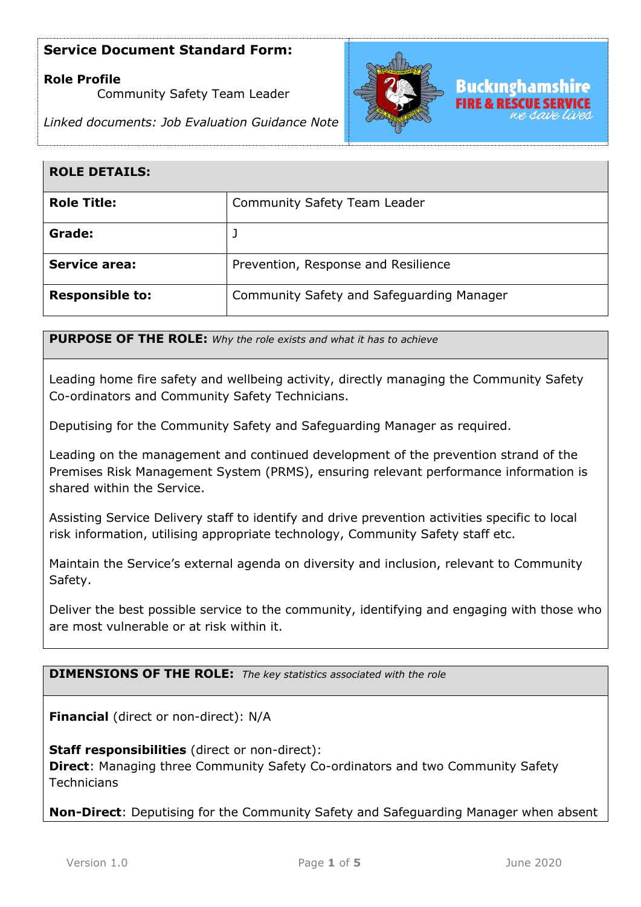**Service Document Standard Form:**

**Role Profile**
Community Safety Team Leader

*Linked documents: Job Evaluation Guidance Note*

| **ROLE DETAILS:** | |
|---|---|
| **Role Title:** | Community Safety Team Leader |
| **Grade:** | J |
| **Service area:** | Prevention, Response and Resilience |
| **Responsible to:** | Community Safety and Safeguarding Manager |

**PURPOSE OF THE ROLE:** *Why the role exists and what it has to achieve*

Leading home fire safety and wellbeing activity, directly managing the Community Safety Co-ordinators and Community Safety Technicians.

Deputising for the Community Safety and Safeguarding Manager as required.

Leading on the management and continued development of the prevention strand of the Premises Risk Management System (PRMS), ensuring relevant performance information is shared within the Service.

Assisting Service Delivery staff to identify and drive prevention activities specific to local risk information, utilising appropriate technology, Community Safety staff etc.

Maintain the Service's external agenda on diversity and inclusion, relevant to Community Safety.

Deliver the best possible service to the community, identifying and engaging with those who are most vulnerable or at risk within it.

**DIMENSIONS OF THE ROLE:** *The key statistics associated with the role*

**Financial** (direct or non-direct): N/A

**Staff responsibilities** (direct or non-direct):
**Direct**: Managing three Community Safety Co-ordinators and two Community Safety Technicians

**Non-Direct**: Deputising for the Community Safety and Safeguarding Manager when absent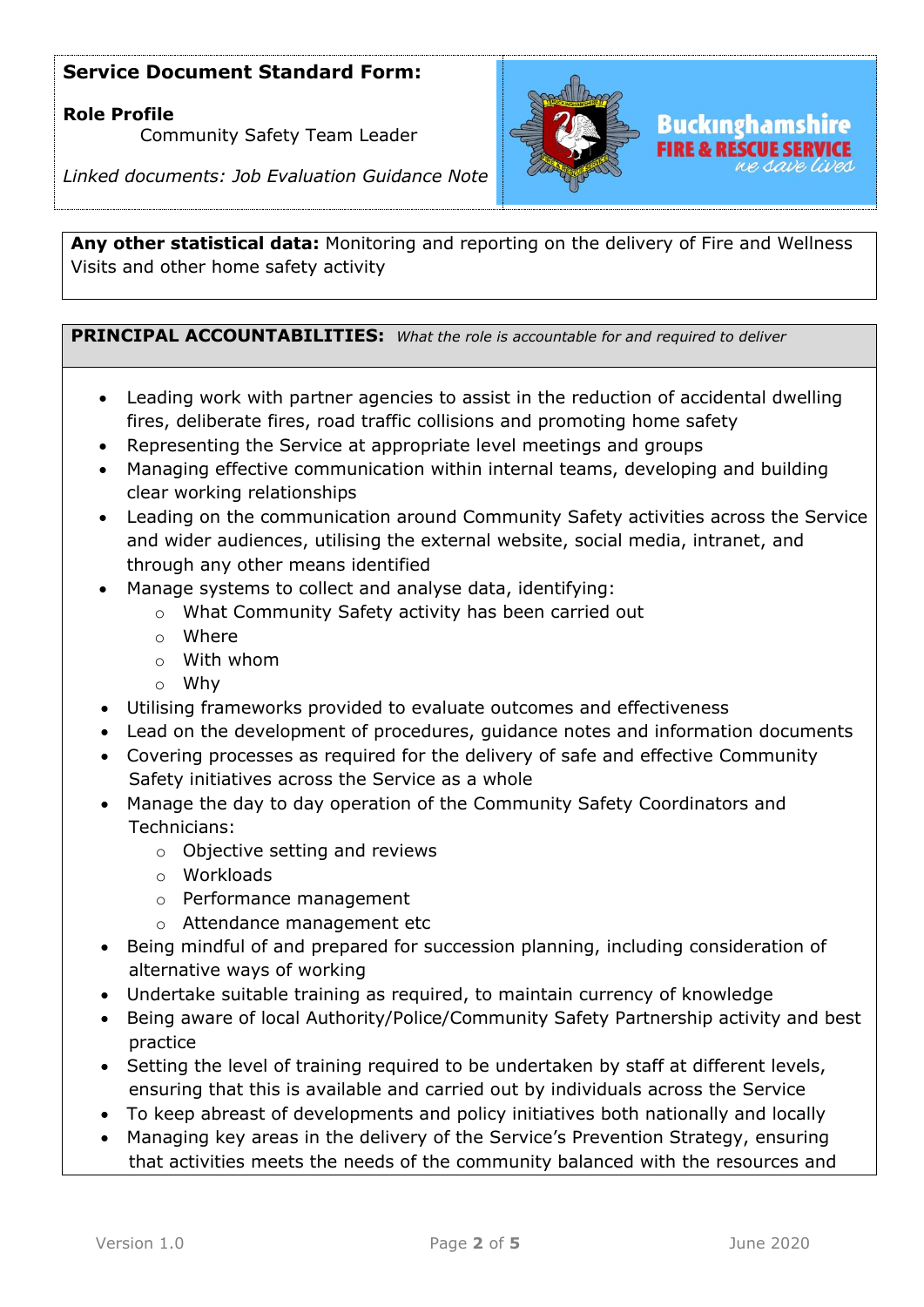**Service Document Standard Form:**

**Role Profile**
Community Safety Team Leader

*Linked documents: Job Evaluation Guidance Note*

**Any other statistical data:** Monitoring and reporting on the delivery of Fire and Wellness Visits and other home safety activity

**PRINCIPAL ACCOUNTABILITIES:** *What the role is accountable for and required to deliver*

- Leading work with partner agencies to assist in the reduction of accidental dwelling fires, deliberate fires, road traffic collisions and promoting home safety
- Representing the Service at appropriate level meetings and groups
- Managing effective communication within internal teams, developing and building clear working relationships
- Leading on the communication around Community Safety activities across the Service and wider audiences, utilising the external website, social media, intranet, and through any other means identified
- Manage systems to collect and analyse data, identifying:
    - What Community Safety activity has been carried out
    - Where
    - With whom
    - Why
- Utilising frameworks provided to evaluate outcomes and effectiveness
- Lead on the development of procedures, guidance notes and information documents
- Covering processes as required for the delivery of safe and effective Community Safety initiatives across the Service as a whole
- Manage the day to day operation of the Community Safety Coordinators and Technicians:
    - Objective setting and reviews
    - Workloads
    - Performance management
    - Attendance management etc
- Being mindful of and prepared for succession planning, including consideration of alternative ways of working
- Undertake suitable training as required, to maintain currency of knowledge
- Being aware of local Authority/Police/Community Safety Partnership activity and best practice
- Setting the level of training required to be undertaken by staff at different levels, ensuring that this is available and carried out by individuals across the Service
- To keep abreast of developments and policy initiatives both nationally and locally
- Managing key areas in the delivery of the Service's Prevention Strategy, ensuring that activities meets the needs of the community balanced with the resources and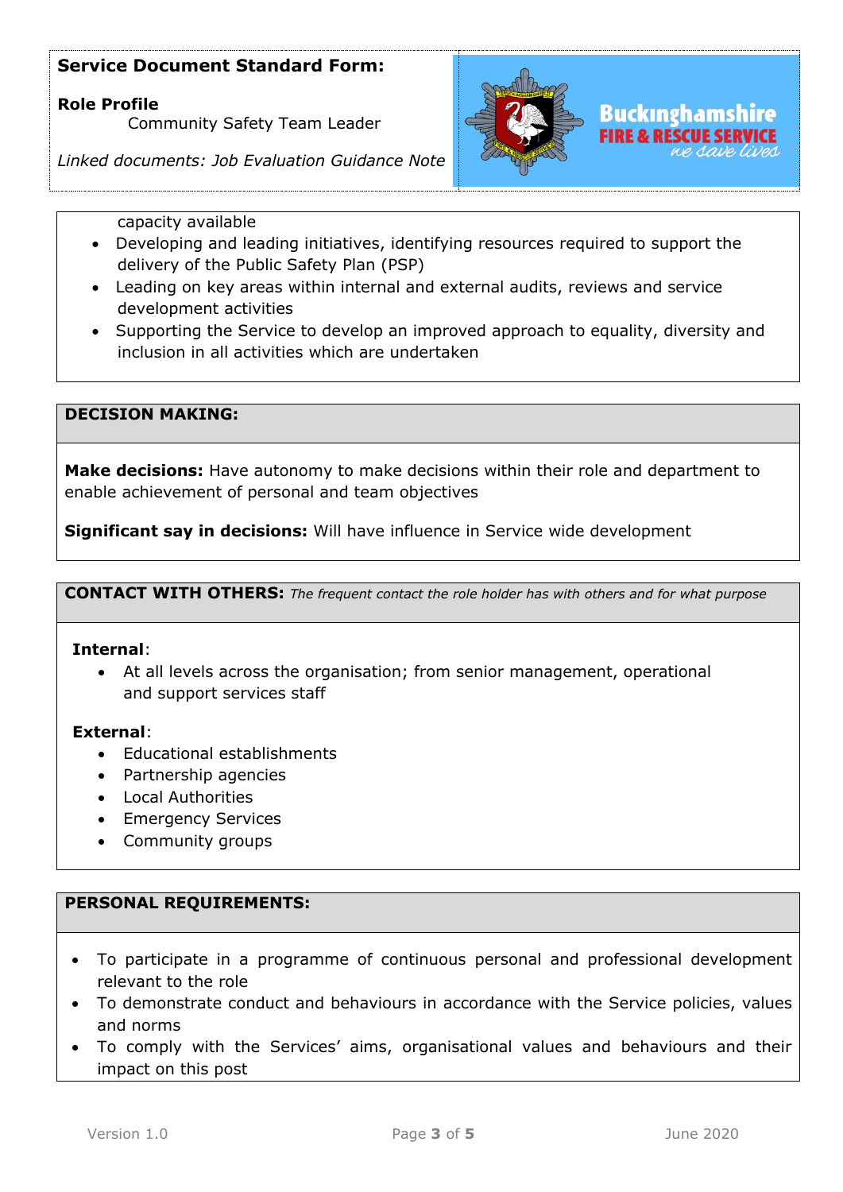capacity available

- Developing and leading initiatives, identifying resources required to support the delivery of the Public Safety Plan (PSP)
- Leading on key areas within internal and external audits, reviews and service development activities
- Supporting the Service to develop an improved approach to equality, diversity and inclusion in all activities which are undertaken

## DECISION MAKING:

**Make decisions:** Have autonomy to make decisions within their role and department to enable achievement of personal and team objectives

**Significant say in decisions:** Will have influence in Service wide development

## CONTACT WITH OTHERS: *The frequent contact the role holder has with others and for what purpose*

**Internal**:

- At all levels across the organisation; from senior management, operational and support services staff

**External**:

- Educational establishments
- Partnership agencies
- Local Authorities
- Emergency Services
- Community groups

## PERSONAL REQUIREMENTS:

- To participate in a programme of continuous personal and professional development relevant to the role
- To demonstrate conduct and behaviours in accordance with the Service policies, values and norms
- To comply with the Services' aims, organisational values and behaviours and their impact on this post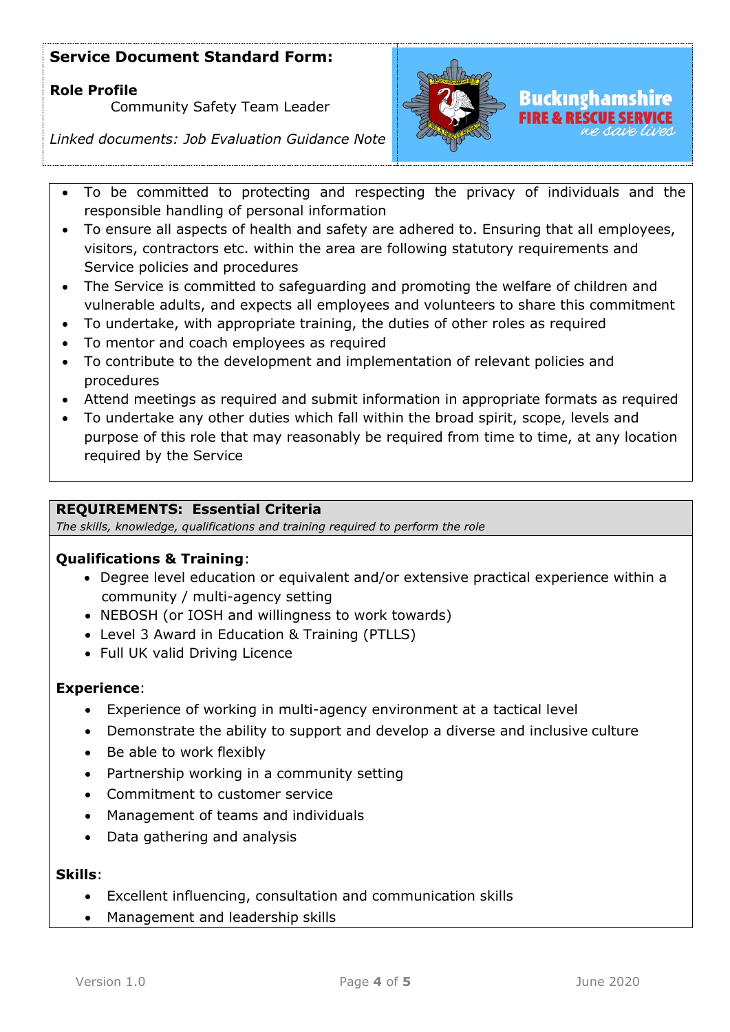**Service Document Standard Form:**

**Role Profile**
Community Safety Team Leader

*Linked documents: Job Evaluation Guidance Note*

- To be committed to protecting and respecting the privacy of individuals and the responsible handling of personal information
- To ensure all aspects of health and safety are adhered to. Ensuring that all employees, visitors, contractors etc. within the area are following statutory requirements and Service policies and procedures
- The Service is committed to safeguarding and promoting the welfare of children and vulnerable adults, and expects all employees and volunteers to share this commitment
- To undertake, with appropriate training, the duties of other roles as required
- To mentor and coach employees as required
- To contribute to the development and implementation of relevant policies and procedures
- Attend meetings as required and submit information in appropriate formats as required
- To undertake any other duties which fall within the broad spirit, scope, levels and purpose of this role that may reasonably be required from time to time, at any location required by the Service

## REQUIREMENTS: Essential Criteria

*The skills, knowledge, qualifications and training required to perform the role*

**Qualifications & Training**:

- Degree level education or equivalent and/or extensive practical experience within a community / multi-agency setting
- NEBOSH (or IOSH and willingness to work towards)
- Level 3 Award in Education & Training (PTLLS)
- Full UK valid Driving Licence

**Experience**:

- Experience of working in multi-agency environment at a tactical level
- Demonstrate the ability to support and develop a diverse and inclusive culture
- Be able to work flexibly
- Partnership working in a community setting
- Commitment to customer service
- Management of teams and individuals
- Data gathering and analysis

**Skills**:

- Excellent influencing, consultation and communication skills
- Management and leadership skills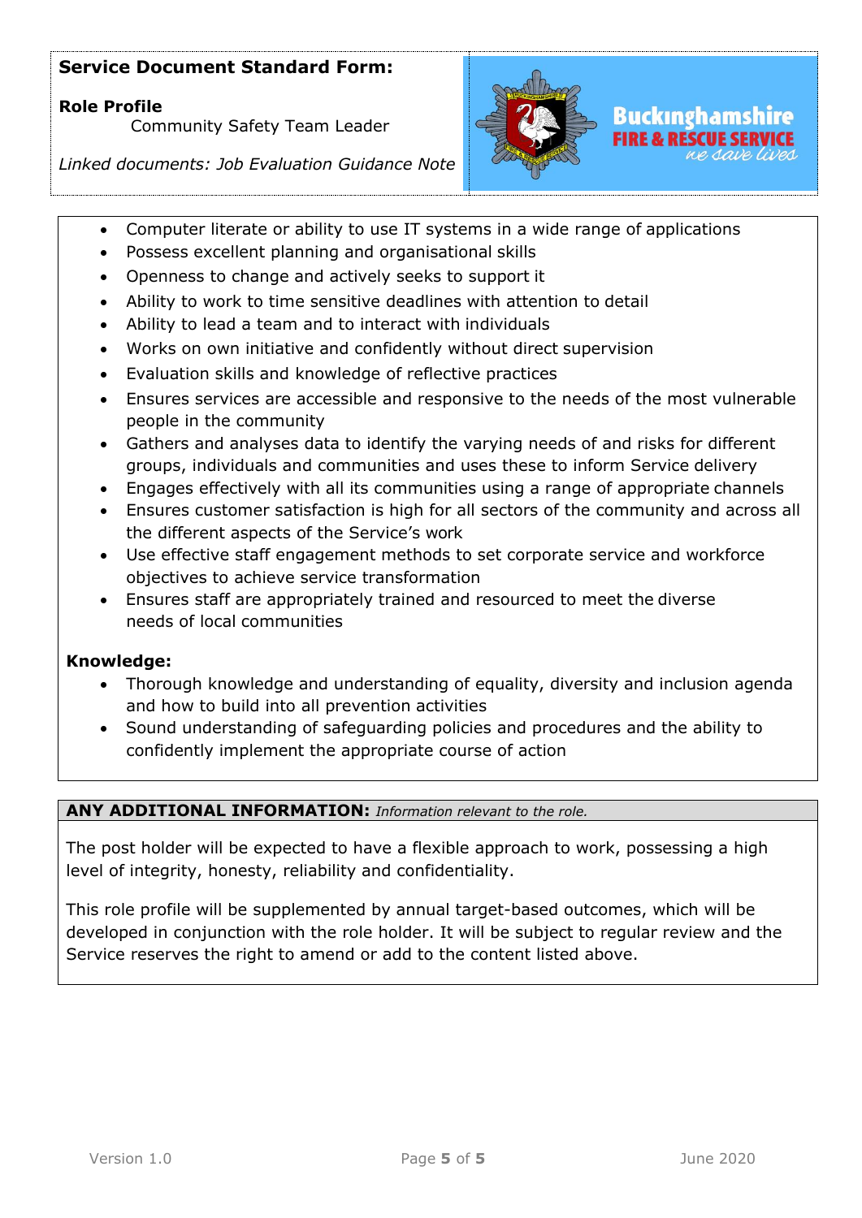- Computer literate or ability to use IT systems in a wide range of applications
- Possess excellent planning and organisational skills
- Openness to change and actively seeks to support it
- Ability to work to time sensitive deadlines with attention to detail
- Ability to lead a team and to interact with individuals
- Works on own initiative and confidently without direct supervision
- Evaluation skills and knowledge of reflective practices
- Ensures services are accessible and responsive to the needs of the most vulnerable people in the community
- Gathers and analyses data to identify the varying needs of and risks for different groups, individuals and communities and uses these to inform Service delivery
- Engages effectively with all its communities using a range of appropriate channels
- Ensures customer satisfaction is high for all sectors of the community and across all the different aspects of the Service's work
- Use effective staff engagement methods to set corporate service and workforce objectives to achieve service transformation
- Ensures staff are appropriately trained and resourced to meet the diverse needs of local communities

**Knowledge:**

- Thorough knowledge and understanding of equality, diversity and inclusion agenda and how to build into all prevention activities
- Sound understanding of safeguarding policies and procedures and the ability to confidently implement the appropriate course of action

**ANY ADDITIONAL INFORMATION:** *Information relevant to the role.*

The post holder will be expected to have a flexible approach to work, possessing a high level of integrity, honesty, reliability and confidentiality.

This role profile will be supplemented by annual target-based outcomes, which will be developed in conjunction with the role holder. It will be subject to regular review and the Service reserves the right to amend or add to the content listed above.